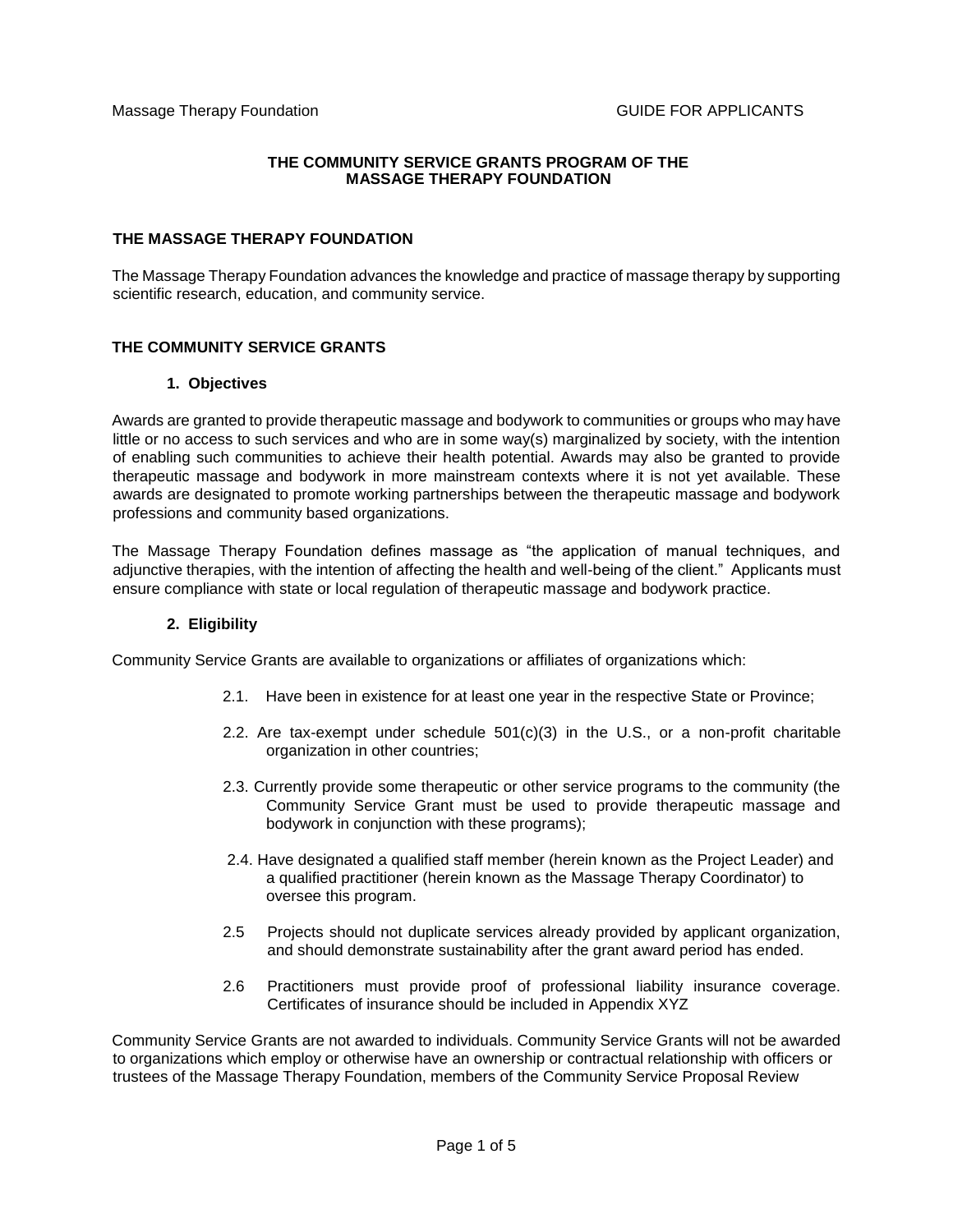# THE COMMUNITY SERVICE GRANTS PROGRAM OF THE MASSAGE THERAPY FOUNDATION

## THE MASSAGE THERAPY FOUNDATION

The Massage Therapy Foundation advances the knowledge and practice of massage therapy by supporting scientific research, education, and community service.

## THE COMMUNITY SERVICE GRANTS

### 1. Objectives

Awards are granted to provide therapeutic massage and bodywork to communities or groups who may have little or no access to such services and who are in some way(s) marginalized by society, with the intention of enabling such communities to achieve their health potential. Awards may also be granted to provide therapeutic massage and bodywork in more mainstream contexts where it is not yet available. These awards are designated to promote working partnerships between the therapeutic massage and bodywork professions and community based organizations.

The Massage Therapy Foundation defines massage as "the application of manual techniques, and adjunctive therapies, with the intention of affecting the health and well-being of the client." Applicants must ensure compliance with state or local regulation of therapeutic massage and bodywork practice.

### 2. Eligibility

Community Service Grants are available to organizations or affiliates of organizations which:

2.1. Have been in existence for at least one year in the respective State or Province;

2.2. Are tax-exempt under schedule 501(c)(3) in the U.S., or a non-profit charitable organization in other countries;

2.3. Currently provide some therapeutic or other service programs to the community (the Community Service Grant must be used to provide therapeutic massage and bodywork in conjunction with these programs);

2.4. Have designated a qualified staff member (herein known as the Project Leader) and a qualified practitioner (herein known as the Massage Therapy Coordinator) to oversee this program.

2.5 Projects should not duplicate services already provided by applicant organization, and should demonstrate sustainability after the grant award period has ended.

2.6 Practitioners must provide proof of professional liability insurance coverage. Certificates of insurance should be included in Appendix XYZ

Community Service Grants are not awarded to individuals. Community Service Grants will not be awarded to organizations which employ or otherwise have an ownership or contractual relationship with officers or trustees of the Massage Therapy Foundation, members of the Community Service Proposal Review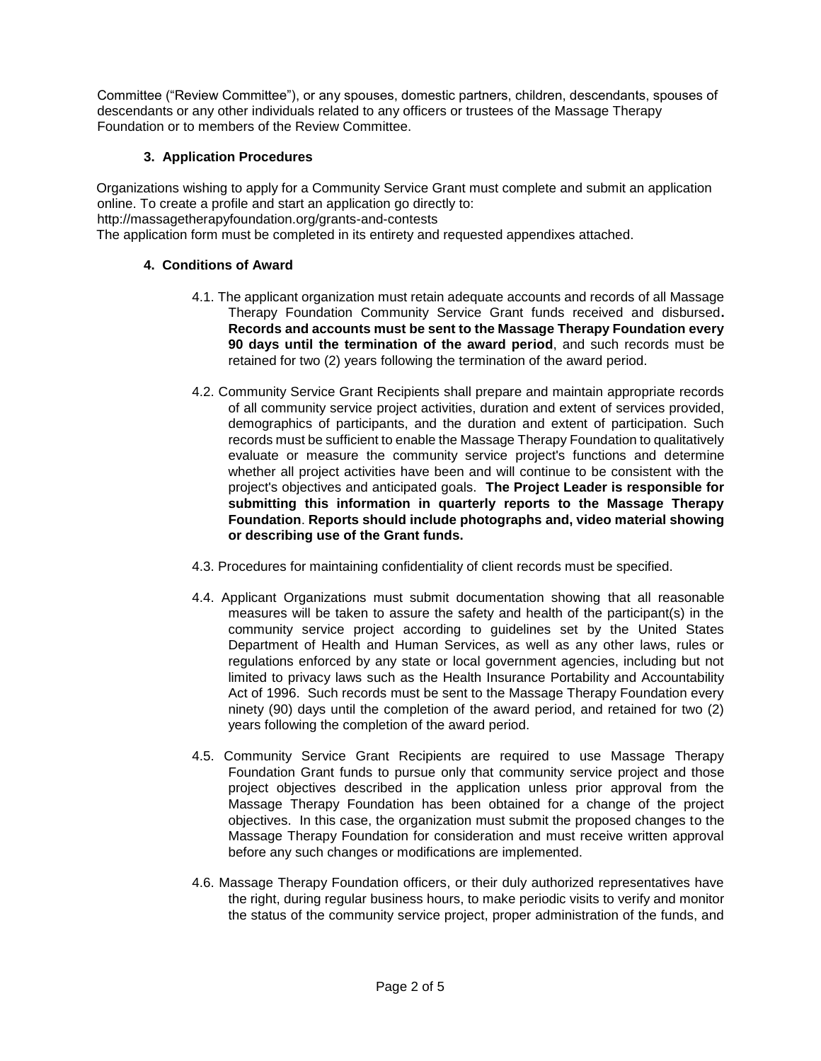Committee ("Review Committee"), or any spouses, domestic partners, children, descendants, spouses of descendants or any other individuals related to any officers or trustees of the Massage Therapy Foundation or to members of the Review Committee.

### 3. Application Procedures

Organizations wishing to apply for a Community Service Grant must complete and submit an application online. To create a profile and start an application go directly to:
http://massagetherapyfoundation.org/grants-and-contests
The application form must be completed in its entirety and requested appendixes attached.

### 4. Conditions of Award

4.1. The applicant organization must retain adequate accounts and records of all Massage Therapy Foundation Community Service Grant funds received and disbursed**. Records and accounts must be sent to the Massage Therapy Foundation every 90 days until the termination of the award period**, and such records must be retained for two (2) years following the termination of the award period.

4.2. Community Service Grant Recipients shall prepare and maintain appropriate records of all community service project activities, duration and extent of services provided, demographics of participants, and the duration and extent of participation. Such records must be sufficient to enable the Massage Therapy Foundation to qualitatively evaluate or measure the community service project's functions and determine whether all project activities have been and will continue to be consistent with the project's objectives and anticipated goals. **The Project Leader is responsible for submitting this information in quarterly reports to the Massage Therapy Foundation**. **Reports should include photographs and, video material showing or describing use of the Grant funds.**

4.3. Procedures for maintaining confidentiality of client records must be specified.

4.4. Applicant Organizations must submit documentation showing that all reasonable measures will be taken to assure the safety and health of the participant(s) in the community service project according to guidelines set by the United States Department of Health and Human Services, as well as any other laws, rules or regulations enforced by any state or local government agencies, including but not limited to privacy laws such as the Health Insurance Portability and Accountability Act of 1996. Such records must be sent to the Massage Therapy Foundation every ninety (90) days until the completion of the award period, and retained for two (2) years following the completion of the award period.

4.5. Community Service Grant Recipients are required to use Massage Therapy Foundation Grant funds to pursue only that community service project and those project objectives described in the application unless prior approval from the Massage Therapy Foundation has been obtained for a change of the project objectives. In this case, the organization must submit the proposed changes to the Massage Therapy Foundation for consideration and must receive written approval before any such changes or modifications are implemented.

4.6. Massage Therapy Foundation officers, or their duly authorized representatives have the right, during regular business hours, to make periodic visits to verify and monitor the status of the community service project, proper administration of the funds, and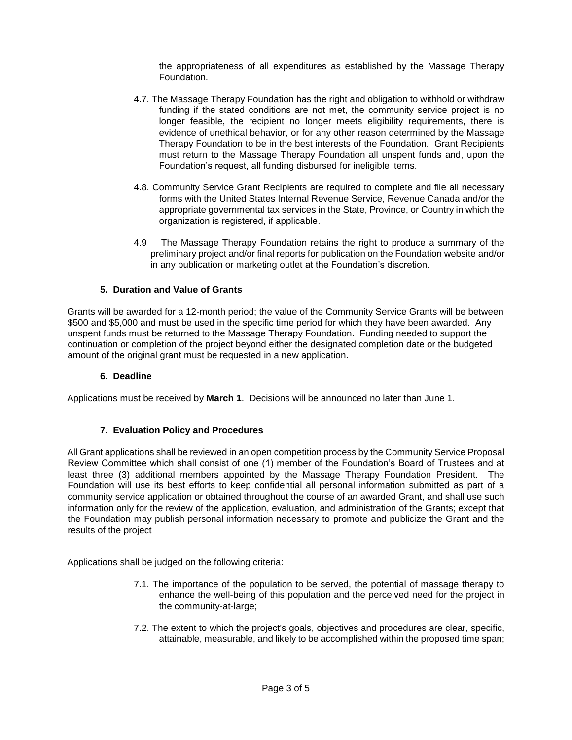the appropriateness of all expenditures as established by the Massage Therapy Foundation.

4.7. The Massage Therapy Foundation has the right and obligation to withhold or withdraw funding if the stated conditions are not met, the community service project is no longer feasible, the recipient no longer meets eligibility requirements, there is evidence of unethical behavior, or for any other reason determined by the Massage Therapy Foundation to be in the best interests of the Foundation. Grant Recipients must return to the Massage Therapy Foundation all unspent funds and, upon the Foundation's request, all funding disbursed for ineligible items.

4.8. Community Service Grant Recipients are required to complete and file all necessary forms with the United States Internal Revenue Service, Revenue Canada and/or the appropriate governmental tax services in the State, Province, or Country in which the organization is registered, if applicable.

4.9 The Massage Therapy Foundation retains the right to produce a summary of the preliminary project and/or final reports for publication on the Foundation website and/or in any publication or marketing outlet at the Foundation's discretion.

### 5. Duration and Value of Grants

Grants will be awarded for a 12-month period; the value of the Community Service Grants will be between \$500 and \$5,000 and must be used in the specific time period for which they have been awarded. Any unspent funds must be returned to the Massage Therapy Foundation. Funding needed to support the continuation or completion of the project beyond either the designated completion date or the budgeted amount of the original grant must be requested in a new application.

### 6. Deadline

Applications must be received by **March 1**. Decisions will be announced no later than June 1.

### 7. Evaluation Policy and Procedures

All Grant applications shall be reviewed in an open competition process by the Community Service Proposal Review Committee which shall consist of one (1) member of the Foundation's Board of Trustees and at least three (3) additional members appointed by the Massage Therapy Foundation President. The Foundation will use its best efforts to keep confidential all personal information submitted as part of a community service application or obtained throughout the course of an awarded Grant, and shall use such information only for the review of the application, evaluation, and administration of the Grants; except that the Foundation may publish personal information necessary to promote and publicize the Grant and the results of the project

Applications shall be judged on the following criteria:

7.1. The importance of the population to be served, the potential of massage therapy to enhance the well-being of this population and the perceived need for the project in the community-at-large;

7.2. The extent to which the project's goals, objectives and procedures are clear, specific, attainable, measurable, and likely to be accomplished within the proposed time span;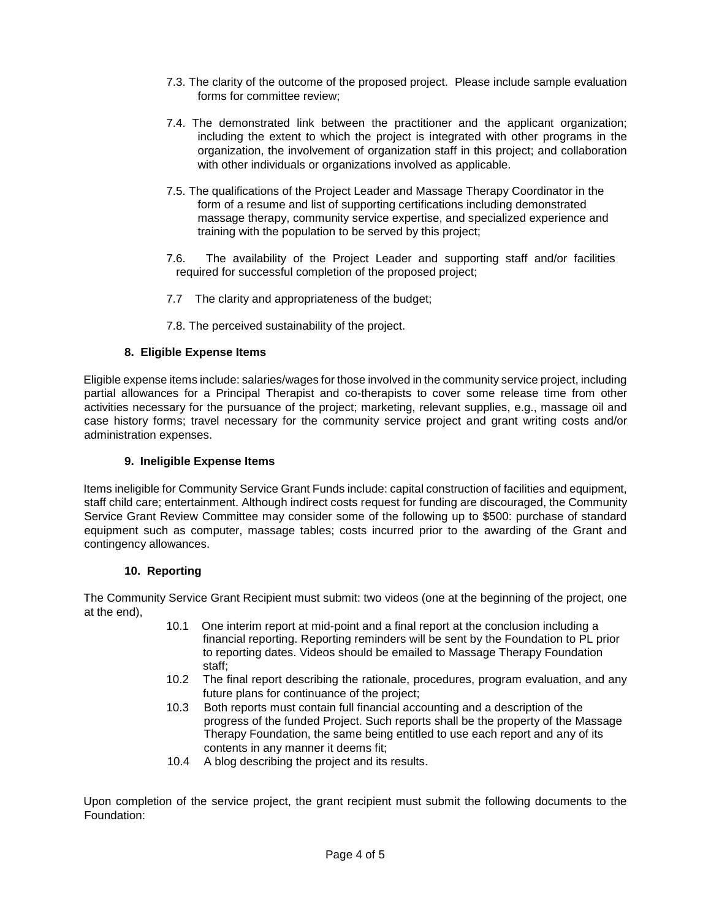7.3. The clarity of the outcome of the proposed project. Please include sample evaluation forms for committee review;

7.4. The demonstrated link between the practitioner and the applicant organization; including the extent to which the project is integrated with other programs in the organization, the involvement of organization staff in this project; and collaboration with other individuals or organizations involved as applicable.

7.5. The qualifications of the Project Leader and Massage Therapy Coordinator in the form of a resume and list of supporting certifications including demonstrated massage therapy, community service expertise, and specialized experience and training with the population to be served by this project;

7.6. The availability of the Project Leader and supporting staff and/or facilities required for successful completion of the proposed project;

7.7 The clarity and appropriateness of the budget;

7.8. The perceived sustainability of the project.

### 8. Eligible Expense Items

Eligible expense items include: salaries/wages for those involved in the community service project, including partial allowances for a Principal Therapist and co-therapists to cover some release time from other activities necessary for the pursuance of the project; marketing, relevant supplies, e.g., massage oil and case history forms; travel necessary for the community service project and grant writing costs and/or administration expenses.

### 9. Ineligible Expense Items

Items ineligible for Community Service Grant Funds include: capital construction of facilities and equipment, staff child care; entertainment. Although indirect costs request for funding are discouraged, the Community Service Grant Review Committee may consider some of the following up to $500: purchase of standard equipment such as computer, massage tables; costs incurred prior to the awarding of the Grant and contingency allowances.

### 10. Reporting

The Community Service Grant Recipient must submit: two videos (one at the beginning of the project, one at the end),

10.1 One interim report at mid-point and a final report at the conclusion including a financial reporting. Reporting reminders will be sent by the Foundation to PL prior to reporting dates. Videos should be emailed to Massage Therapy Foundation staff;

10.2 The final report describing the rationale, procedures, program evaluation, and any future plans for continuance of the project;

10.3 Both reports must contain full financial accounting and a description of the progress of the funded Project. Such reports shall be the property of the Massage Therapy Foundation, the same being entitled to use each report and any of its contents in any manner it deems fit;

10.4 A blog describing the project and its results.

Upon completion of the service project, the grant recipient must submit the following documents to the Foundation: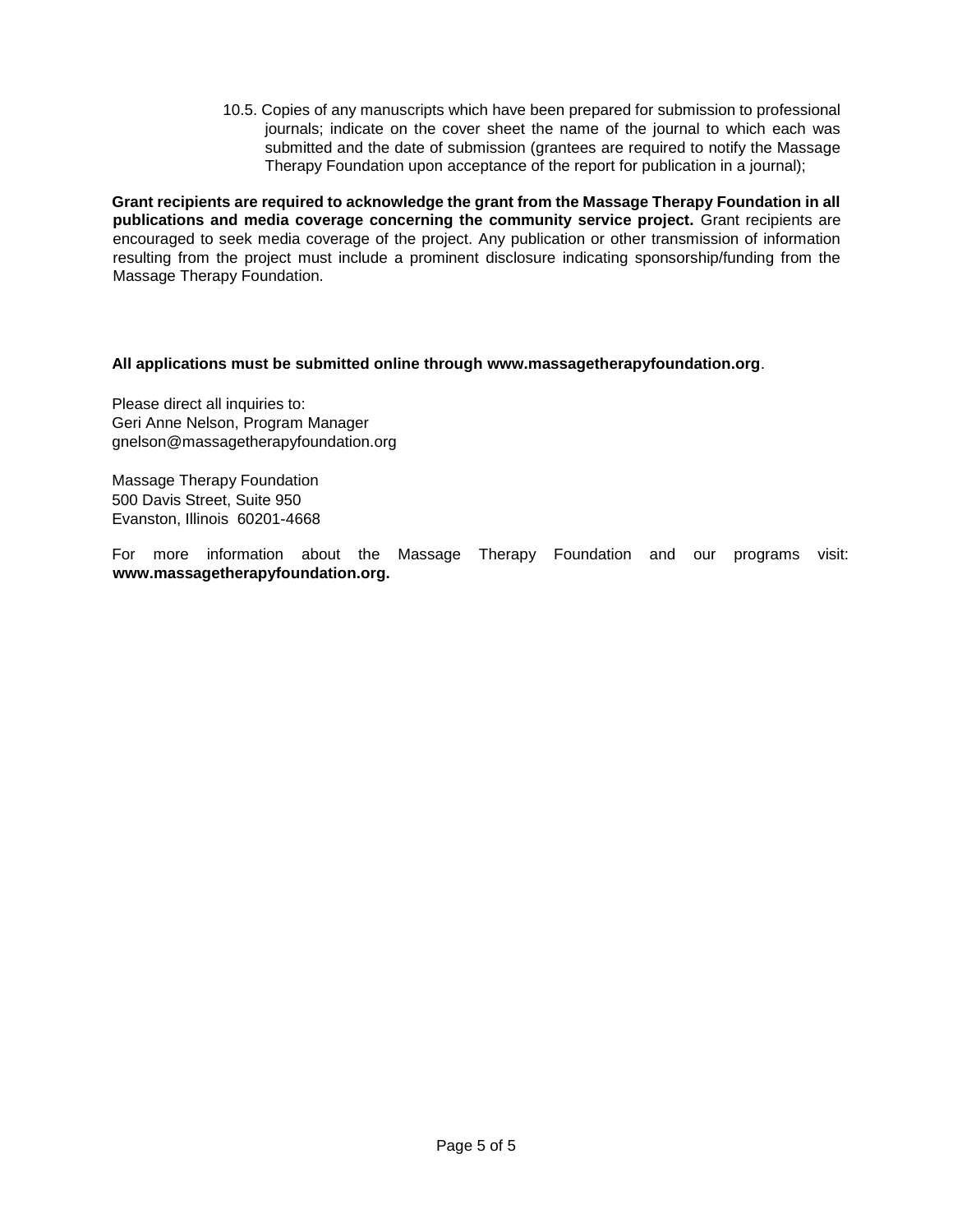10.5. Copies of any manuscripts which have been prepared for submission to professional journals; indicate on the cover sheet the name of the journal to which each was submitted and the date of submission (grantees are required to notify the Massage Therapy Foundation upon acceptance of the report for publication in a journal);

**Grant recipients are required to acknowledge the grant from the Massage Therapy Foundation in all publications and media coverage concerning the community service project.** Grant recipients are encouraged to seek media coverage of the project. Any publication or other transmission of information resulting from the project must include a prominent disclosure indicating sponsorship/funding from the Massage Therapy Foundation.

**All applications must be submitted online through www.massagetherapyfoundation.org**.

Please direct all inquiries to:
Geri Anne Nelson, Program Manager
gnelson@massagetherapyfoundation.org

Massage Therapy Foundation
500 Davis Street, Suite 950
Evanston, Illinois 60201-4668

For more information about the Massage Therapy Foundation and our programs visit: **www.massagetherapyfoundation.org.**